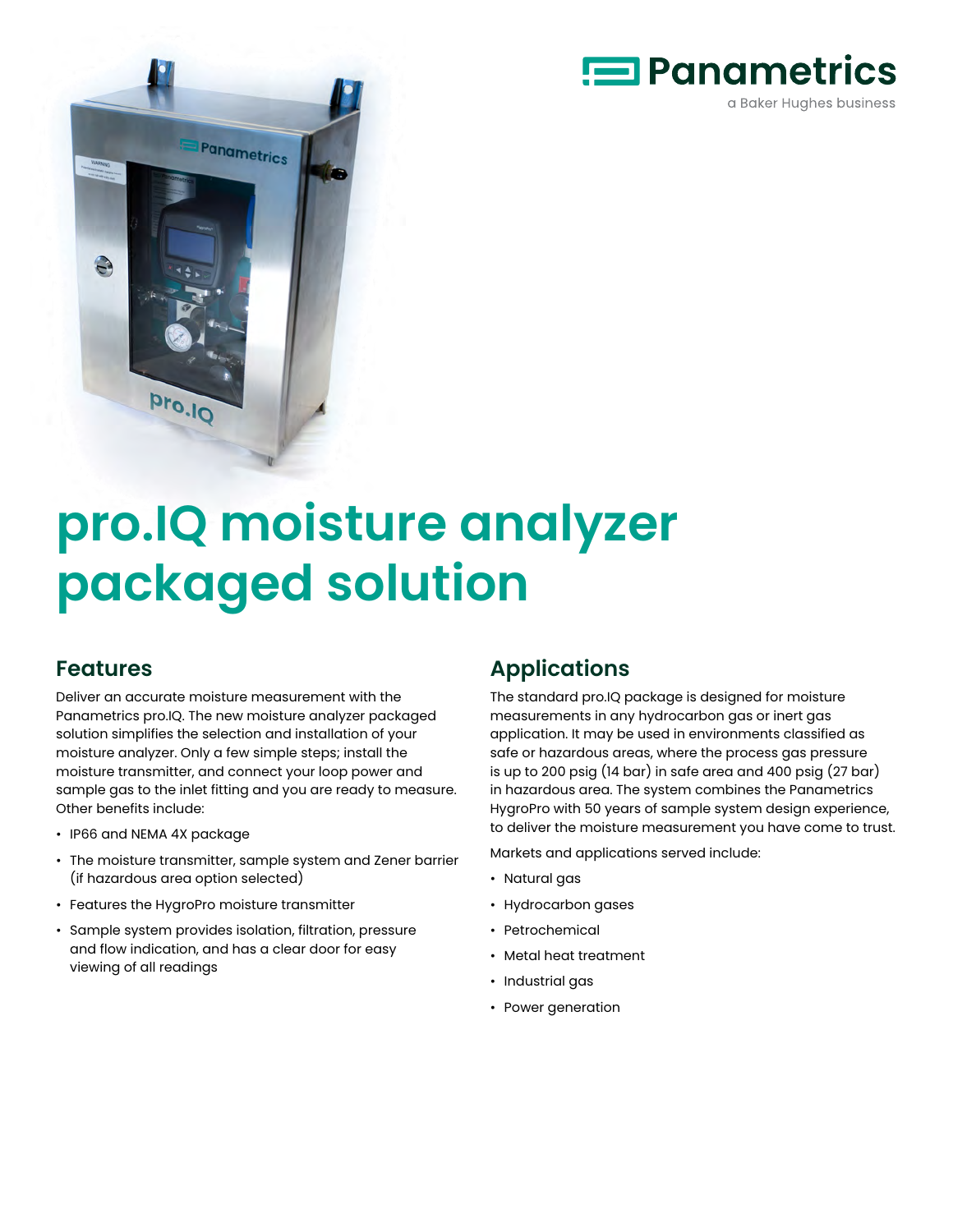Panametrics

a Baker Hughes business

# pro.IQ moisture analyzer packaged solution

## Features

Deliver an accurate moisture measurement with the Panametrics pro.IQ. The new moisture analyzer packaged solution simplifies the selection and installation of your moisture analyzer. Only a few simple steps; install the moisture transmitter, and connect your loop power and sample gas to the inlet fitting and you are ready to measure. Other benefits include:

- IP66 and NEMA 4X package
- The moisture transmitter, sample system and Zener barrier (if hazardous area option selected)
- Features the HygroPro moisture transmitter
- Sample system provides isolation, filtration, pressure and flow indication, and has a clear door for easy viewing of all readings

## Applications

The standard pro.IQ package is designed for moisture measurements in any hydrocarbon gas or inert gas application. It may be used in environments classified as safe or hazardous areas, where the process gas pressure is up to 200 psig (14 bar) in safe area and 400 psig (27 bar) in hazardous area. The system combines the Panametrics HygroPro with 50 years of sample system design experience, to deliver the moisture measurement you have come to trust.

Markets and applications served include:

- Natural gas
- Hydrocarbon gases
- Petrochemical
- Metal heat treatment
- Industrial gas
- Power generation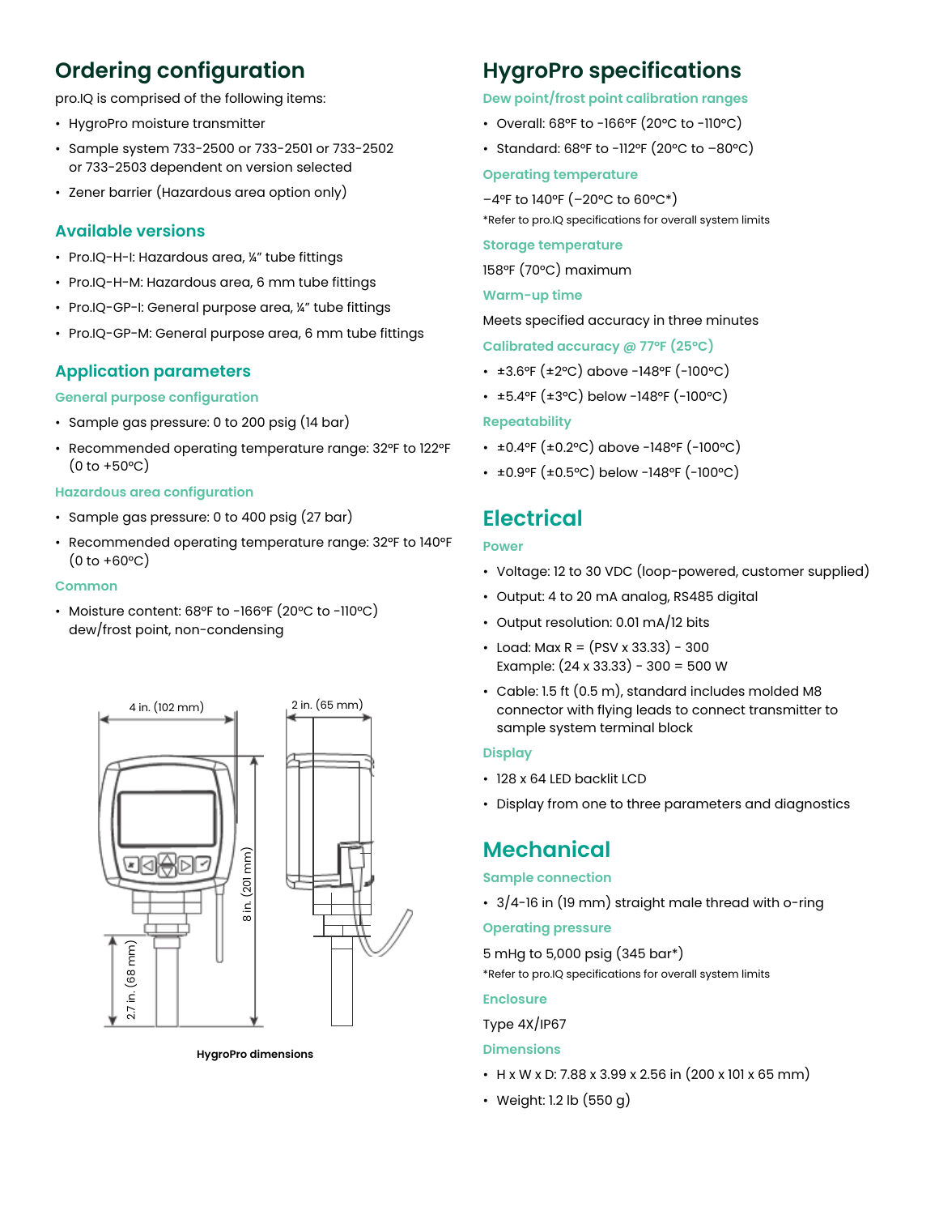## Ordering configuration

pro.IQ is comprised of the following items:

- HygroPro moisture transmitter
- Sample system 733-2500 or 733-2501 or 733-2502 or 733-2503 dependent on version selected
- Zener barrier (Hazardous area option only)

### Available versions

- Pro.IQ-H-I: Hazardous area, ¼" tube fittings
- Pro.IQ-H-M: Hazardous area, 6 mm tube fittings
- Pro.IQ-GP-I: General purpose area, ¼" tube fittings
- Pro.IQ-GP-M: General purpose area, 6 mm tube fittings

### Application parameters

#### General purpose configuration

- Sample gas pressure: 0 to 200 psig (14 bar)
- Recommended operating temperature range: 32°F to 122°F (0 to +50°C)

#### Hazardous area configuration

- Sample gas pressure: 0 to 400 psig (27 bar)
- Recommended operating temperature range: 32°F to 140°F (0 to +60°C)

#### Common

- Moisture content: 68°F to -166°F (20°C to -110°C) dew/frost point, non-condensing

4 in. (102 mm)

2 in. (65 mm)

8 in. (201 mm)

2.7 in. (68 mm)

**HygroPro dimensions**

## HygroPro specifications

#### Dew point/frost point calibration ranges

- Overall: 68°F to -166°F (20°C to -110°C)
- Standard: 68°F to -112°F (20°C to –80°C)

#### Operating temperature

–4°F to 140°F (–20°C to 60°C*)

*Refer to pro.IQ specifications for overall system limits

#### Storage temperature

158°F (70°C) maximum

#### Warm-up time

Meets specified accuracy in three minutes

#### Calibrated accuracy @ 77°F (25°C)

- ±3.6°F (±2°C) above -148°F (-100°C)
- ±5.4°F (±3°C) below -148°F (-100°C)

#### Repeatability

- ±0.4°F (±0.2°C) above -148°F (-100°C)
- ±0.9°F (±0.5°C) below -148°F (-100°C)

## Electrical

#### Power

- Voltage: 12 to 30 VDC (loop-powered, customer supplied)
- Output: 4 to 20 mA analog, RS485 digital
- Output resolution: 0.01 mA/12 bits
- Load: Max R = (PSV x 33.33) - 300
  Example: (24 x 33.33) - 300 = 500 W
- Cable: 1.5 ft (0.5 m), standard includes molded M8 connector with flying leads to connect transmitter to sample system terminal block

#### Display

- 128 x 64 LED backlit LCD
- Display from one to three parameters and diagnostics

## Mechanical

#### Sample connection

- 3/4-16 in (19 mm) straight male thread with o-ring

#### Operating pressure

5 mHg to 5,000 psig (345 bar*)

*Refer to pro.IQ specifications for overall system limits

#### Enclosure

Type 4X/IP67

#### Dimensions

- H x W x D: 7.88 x 3.99 x 2.56 in (200 x 101 x 65 mm)
- Weight: 1.2 lb (550 g)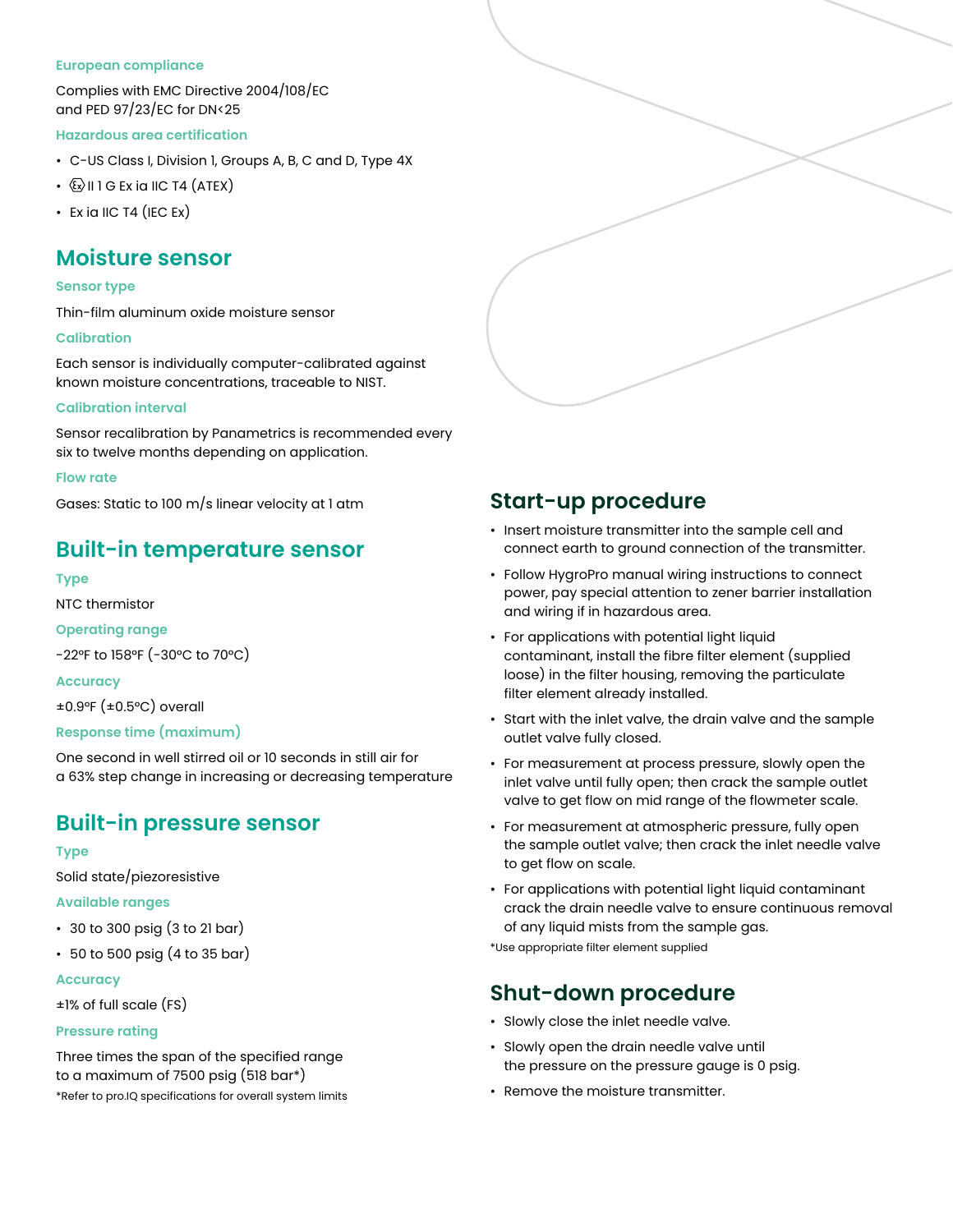### European compliance

Complies with EMC Directive 2004/108/EC
and PED 97/23/EC for DN<25

### Hazardous area certification

- C-US Class I, Division 1, Groups A, B, C and D, Type 4X
- Ex II 1 G Ex ia IIC T4 (ATEX)
- Ex ia IIC T4 (IEC Ex)

## Moisture sensor

### Sensor type

Thin-film aluminum oxide moisture sensor

### Calibration

Each sensor is individually computer-calibrated against known moisture concentrations, traceable to NIST.

### Calibration interval

Sensor recalibration by Panametrics is recommended every six to twelve months depending on application.

### Flow rate

Gases: Static to 100 m/s linear velocity at 1 atm

## Built-in temperature sensor

### Type

NTC thermistor

### Operating range

-22°F to 158°F (-30°C to 70°C)

### Accuracy

±0.9°F (±0.5°C) overall

### Response time (maximum)

One second in well stirred oil or 10 seconds in still air for a 63% step change in increasing or decreasing temperature

## Built-in pressure sensor

### Type

Solid state/piezoresistive

### Available ranges

- 30 to 300 psig (3 to 21 bar)
- 50 to 500 psig (4 to 35 bar)

### Accuracy

±1% of full scale (FS)

### Pressure rating

Three times the span of the specified range to a maximum of 7500 psig (518 bar*)

*Refer to pro.IQ specifications for overall system limits

## Start-up procedure

- Insert moisture transmitter into the sample cell and connect earth to ground connection of the transmitter.
- Follow HygroPro manual wiring instructions to connect power, pay special attention to zener barrier installation and wiring if in hazardous area.
- For applications with potential light liquid contaminant, install the fibre filter element (supplied loose) in the filter housing, removing the particulate filter element already installed.
- Start with the inlet valve, the drain valve and the sample outlet valve fully closed.
- For measurement at process pressure, slowly open the inlet valve until fully open; then crack the sample outlet valve to get flow on mid range of the flowmeter scale.
- For measurement at atmospheric pressure, fully open the sample outlet valve; then crack the inlet needle valve to get flow on scale.
- For applications with potential light liquid contaminant crack the drain needle valve to ensure continuous removal of any liquid mists from the sample gas.

*Use appropriate filter element supplied

## Shut-down procedure

- Slowly close the inlet needle valve.
- Slowly open the drain needle valve until the pressure on the pressure gauge is 0 psig.
- Remove the moisture transmitter.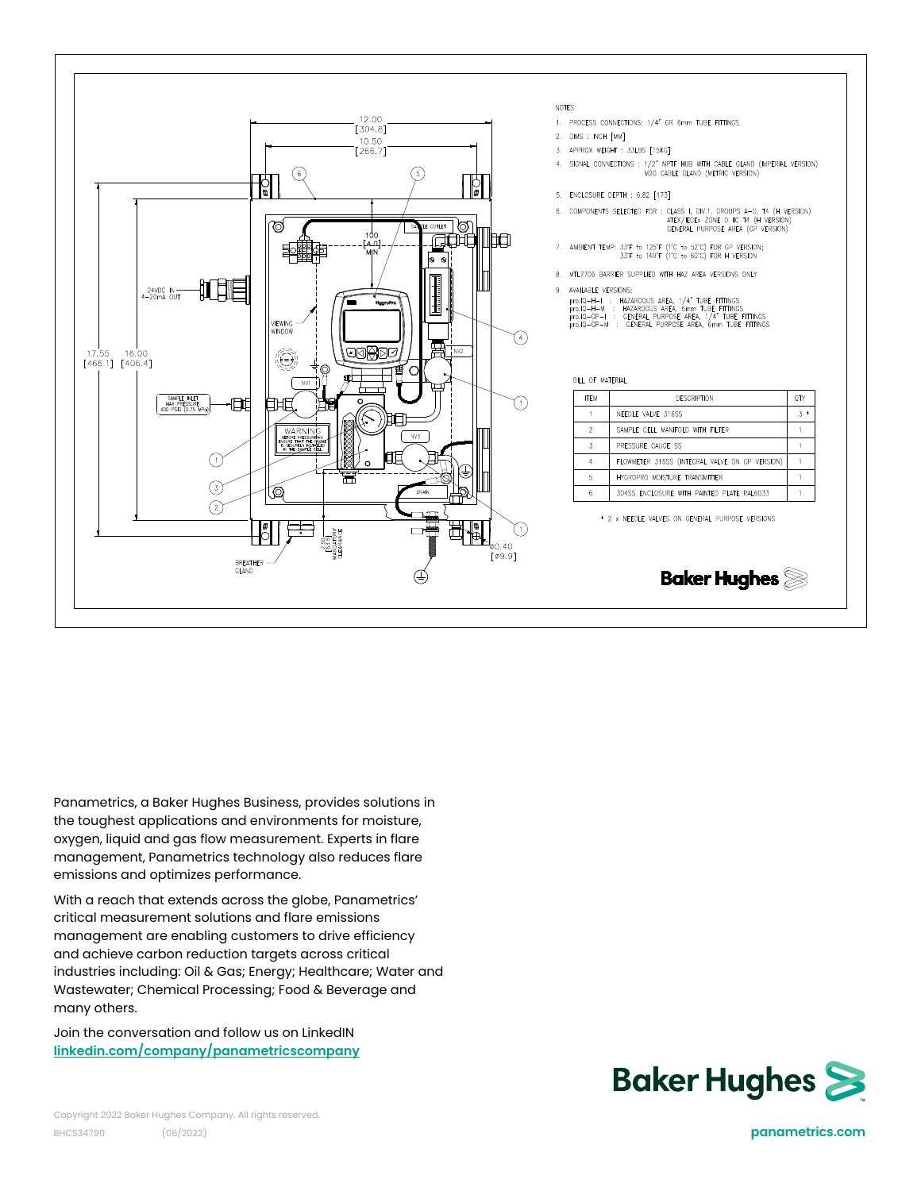NOTES

1. PROCESS CONNECTIONS: 1/4" OR 6mm TUBE FITTINGS.
2. DIMS : INCH [MM]
3. APPROX WEIGHT : 33LBS [15KG]
4. SIGNAL CONNECTIONS : 1/2" NPTF HUB WITH CABLE GLAND (IMPERIAL VERSION) M20 CABLE GLAND (METRIC VERSION)
5. ENCLOSURE DEPTH : 6.82 [173]
6. COMPONENTS SELECTED FOR : CLASS I, DIV.1, GROUPS A-D, T4 (H VERSION) ATEX/IECEx ZONE 0 IIC T4 (H VERSION) GENERAL PURPOSE AREA (GP VERSION)
7. AMBIENT TEMP: 33°F to 125°F (1°C to 52°C) FOR GP VERSION; 33°F to 140°F (1°C to 60°C) FOR H VERSION
8. MTL7706 BARRIER SUPPLIED WITH HAZ AREA VERSIONS ONLY
9. AVAILABLE VERSIONS:
   pro.IQ-H-I : HAZARDOUS AREA, 1/4" TUBE FITTINGS
   pro.IQ-H-M : HAZARDOUS AREA, 6mm TUBE FITTINGS
   pro.IQ-GP-I : GENERAL PURPOSE AREA, 1/4" TUBE FITTINGS
   pro.IQ-GP-M : GENERAL PURPOSE AREA, 6mm TUBE FITTINGS

BILL OF MATERIAL

| ITEM | DESCRIPTION | QTY |
|---|---|---|
| 1 | NEEDLE VALVE 316SS | 3 * |
| 2 | SAMPLE CELL MANIFOLD WITH FILTER | 1 |
| 3 | PRESSURE GAUGE SS | 1 |
| 4 | FLOWMETER 316SS (INTEGRAL VALVE ON GP VERSION) | 1 |
| 5 | HYGROPRO MOISTURE TRANSMITTER | 1 |
| 6 | 304SS ENCLOSURE WITH PAINTED PLATE RAL6033 | 1 |

* 2 x NEEDLE VALVES ON GENERAL PURPOSE VERSIONS

12.00 [304.8]
10.50 [266.7]
17.55 [466.1]
16.00 [406.4]
4.0 [100] MIN
2.50 [63.5] MAINTENANCE CLEARANCE
ø0.40 [ø9.9]
24VDC IN 4-20mA OUT
SAMPLE INLET MAX PRESSURE 400 PSIG (2.75 MPa)
SAMPLE OUTLET
VIEWING WINDOW
NV1
NV2
NV3
DRAIN
BREATHER GLAND
WARNING BEFORE PRESSURIZING ENSURE THAT THE PROBE IS SECURELY INSTALLED IN THE SAMPLE CELL

Panametrics, a Baker Hughes Business, provides solutions in the toughest applications and environments for moisture, oxygen, liquid and gas flow measurement. Experts in flare management, Panametrics technology also reduces flare emissions and optimizes performance.

With a reach that extends across the globe, Panametrics' critical measurement solutions and flare emissions management are enabling customers to drive efficiency and achieve carbon reduction targets across critical industries including: Oil & Gas; Energy; Healthcare; Water and Wastewater; Chemical Processing; Food & Beverage and many others.

Join the conversation and follow us on LinkedIN
**linkedin.com/company/panametricscompany**

Copyright 2022 Baker Hughes Company. All rights reserved.

BHCS34790 (06/2022)

**panametrics.com**